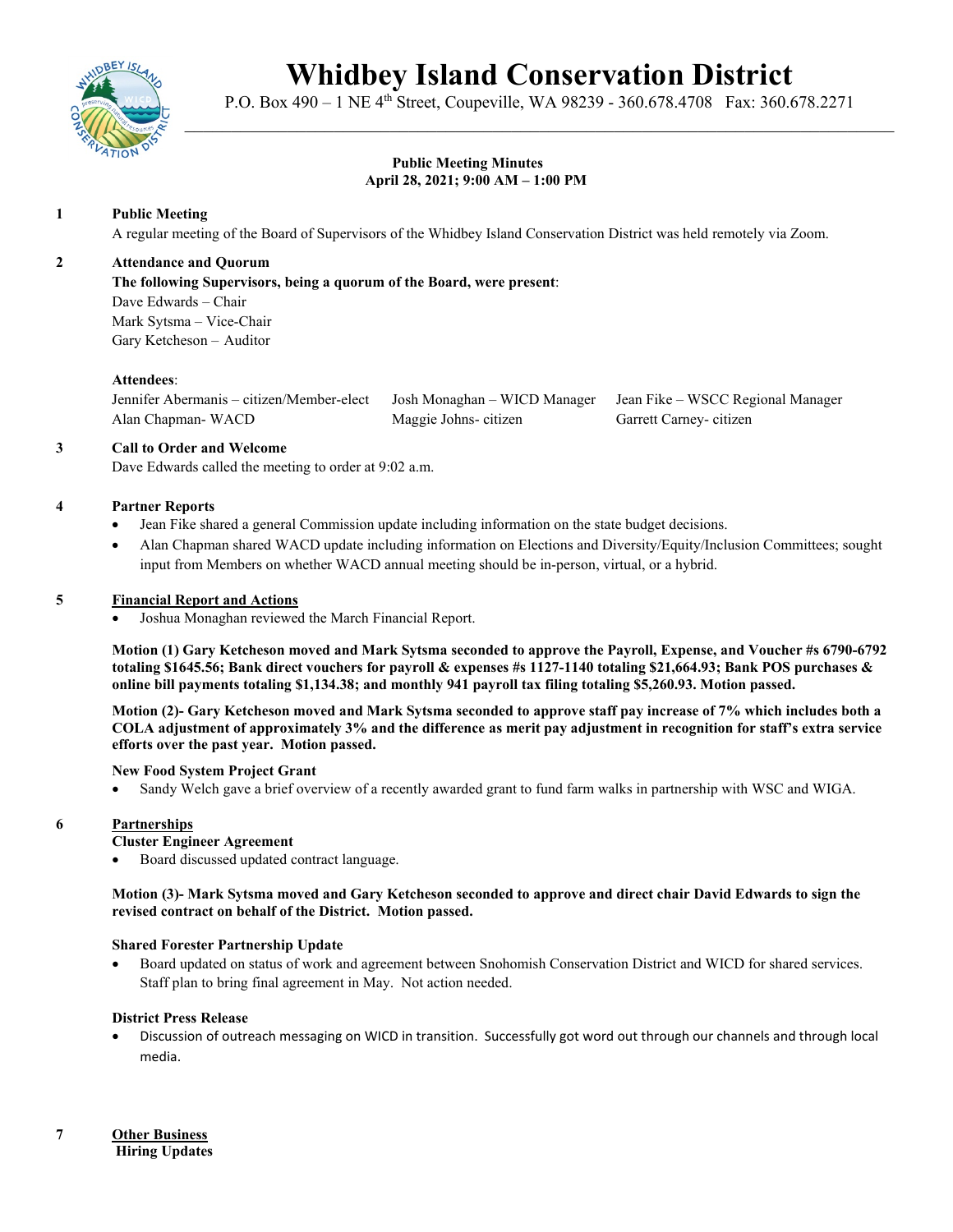# Whidbey Island Conservation District

P.O. Box 490 – 1 NE 4th Street, Coupeville, WA 98239 - 360.678.4708 Fax: 360.678.2271

**Public Meeting Minutes**
**April 28, 2021; 9:00 AM – 1:00 PM**

**1 Public Meeting**

A regular meeting of the Board of Supervisors of the Whidbey Island Conservation District was held remotely via Zoom.

**2 Attendance and Quorum**

**The following Supervisors, being a quorum of the Board, were present**:

Dave Edwards – Chair
Mark Sytsma – Vice-Chair
Gary Ketcheson – Auditor

**Attendees**:

Jennifer Abermanis – citizen/Member-elect
Alan Chapman- WACD
Josh Monaghan – WICD Manager
Maggie Johns- citizen
Jean Fike – WSCC Regional Manager
Garrett Carney- citizen

**3 Call to Order and Welcome**

Dave Edwards called the meeting to order at 9:02 a.m.

**4 Partner Reports**

- Jean Fike shared a general Commission update including information on the state budget decisions.
- Alan Chapman shared WACD update including information on Elections and Diversity/Equity/Inclusion Committees; sought input from Members on whether WACD annual meeting should be in-person, virtual, or a hybrid.

**5 Financial Report and Actions**

- Joshua Monaghan reviewed the March Financial Report.

**Motion (1) Gary Ketcheson moved and Mark Sytsma seconded to approve the Payroll, Expense, and Voucher #s 6790-6792 totaling $1645.56; Bank direct vouchers for payroll & expenses #s 1127-1140 totaling $21,664.93; Bank POS purchases & online bill payments totaling $1,134.38; and monthly 941 payroll tax filing totaling $5,260.93. Motion passed.**

**Motion (2)- Gary Ketcheson moved and Mark Sytsma seconded to approve staff pay increase of 7% which includes both a COLA adjustment of approximately 3% and the difference as merit pay adjustment in recognition for staff's extra service efforts over the past year. Motion passed.**

**New Food System Project Grant**

- Sandy Welch gave a brief overview of a recently awarded grant to fund farm walks in partnership with WSC and WIGA.

**6 Partnerships**

**Cluster Engineer Agreement**

- Board discussed updated contract language.

**Motion (3)- Mark Sytsma moved and Gary Ketcheson seconded to approve and direct chair David Edwards to sign the revised contract on behalf of the District. Motion passed.**

**Shared Forester Partnership Update**

- Board updated on status of work and agreement between Snohomish Conservation District and WICD for shared services. Staff plan to bring final agreement in May. Not action needed.

**District Press Release**

- Discussion of outreach messaging on WICD in transition. Successfully got word out through our channels and through local media.

**7 Other Business**

**Hiring Updates**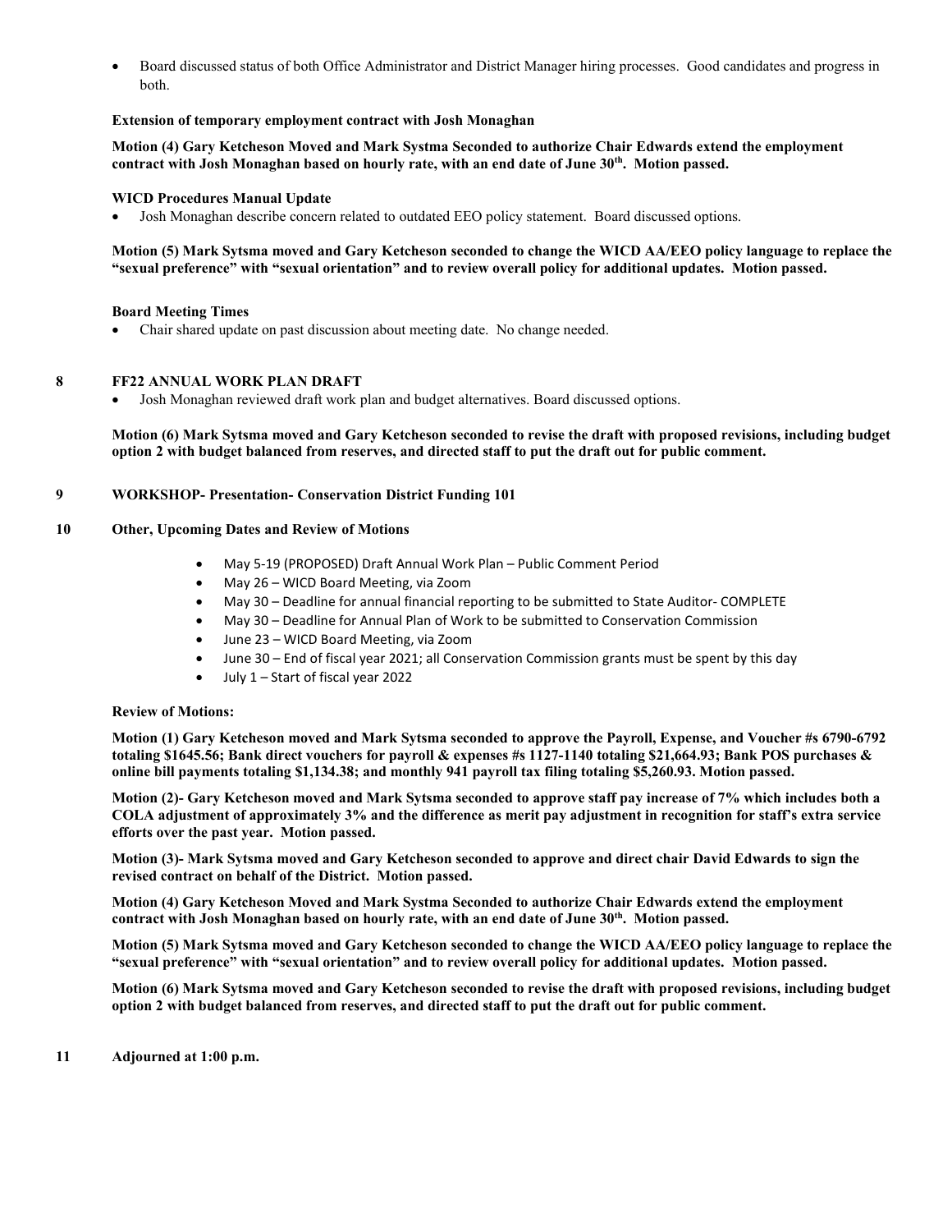- Board discussed status of both Office Administrator and District Manager hiring processes. Good candidates and progress in both.

**Extension of temporary employment contract with Josh Monaghan**

**Motion (4) Gary Ketcheson Moved and Mark Systma Seconded to authorize Chair Edwards extend the employment contract with Josh Monaghan based on hourly rate, with an end date of June 30th. Motion passed.**

**WICD Procedures Manual Update**

- Josh Monaghan describe concern related to outdated EEO policy statement. Board discussed options.

**Motion (5) Mark Sytsma moved and Gary Ketcheson seconded to change the WICD AA/EEO policy language to replace the "sexual preference" with "sexual orientation" and to review overall policy for additional updates. Motion passed.**

**Board Meeting Times**

- Chair shared update on past discussion about meeting date. No change needed.

**8 FF22 ANNUAL WORK PLAN DRAFT**

- Josh Monaghan reviewed draft work plan and budget alternatives. Board discussed options.

**Motion (6) Mark Sytsma moved and Gary Ketcheson seconded to revise the draft with proposed revisions, including budget option 2 with budget balanced from reserves, and directed staff to put the draft out for public comment.**

**9 WORKSHOP- Presentation- Conservation District Funding 101**

**10 Other, Upcoming Dates and Review of Motions**

- May 5-19 (PROPOSED) Draft Annual Work Plan – Public Comment Period
- May 26 – WICD Board Meeting, via Zoom
- May 30 – Deadline for annual financial reporting to be submitted to State Auditor- COMPLETE
- May 30 – Deadline for Annual Plan of Work to be submitted to Conservation Commission
- June 23 – WICD Board Meeting, via Zoom
- June 30 – End of fiscal year 2021; all Conservation Commission grants must be spent by this day
- July 1 – Start of fiscal year 2022

**Review of Motions:**

**Motion (1) Gary Ketcheson moved and Mark Sytsma seconded to approve the Payroll, Expense, and Voucher #s 6790-6792 totaling $1645.56; Bank direct vouchers for payroll & expenses #s 1127-1140 totaling $21,664.93; Bank POS purchases & online bill payments totaling $1,134.38; and monthly 941 payroll tax filing totaling $5,260.93. Motion passed.**

**Motion (2)- Gary Ketcheson moved and Mark Sytsma seconded to approve staff pay increase of 7% which includes both a COLA adjustment of approximately 3% and the difference as merit pay adjustment in recognition for staff's extra service efforts over the past year. Motion passed.**

**Motion (3)- Mark Sytsma moved and Gary Ketcheson seconded to approve and direct chair David Edwards to sign the revised contract on behalf of the District. Motion passed.**

**Motion (4) Gary Ketcheson Moved and Mark Systma Seconded to authorize Chair Edwards extend the employment contract with Josh Monaghan based on hourly rate, with an end date of June 30th. Motion passed.**

**Motion (5) Mark Sytsma moved and Gary Ketcheson seconded to change the WICD AA/EEO policy language to replace the "sexual preference" with "sexual orientation" and to review overall policy for additional updates. Motion passed.**

**Motion (6) Mark Sytsma moved and Gary Ketcheson seconded to revise the draft with proposed revisions, including budget option 2 with budget balanced from reserves, and directed staff to put the draft out for public comment.**

**11 Adjourned at 1:00 p.m.**